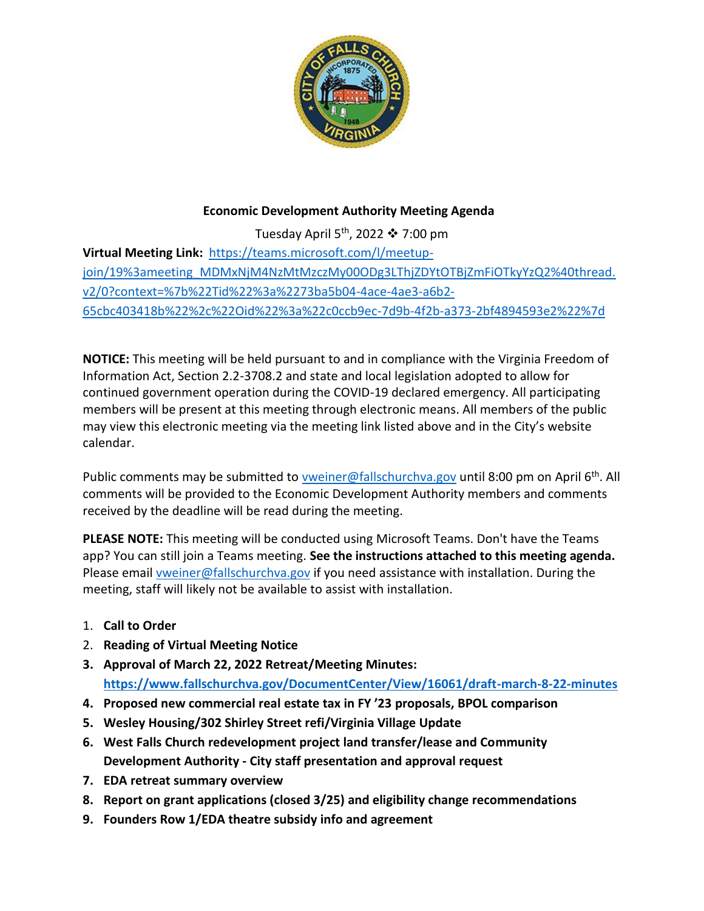**Economic Development Authority Meeting Agenda**

Tuesday April 5th, 2022 ❖ 7:00 pm

**Virtual Meeting Link:** https://teams.microsoft.com/l/meetup-join/19%3ameeting_MDMxNjM4NzMtMzczMy00ODg3LThjZDYtOTBjZmFiOTkyYzQ2%40thread.v2/0?context=%7b%22Tid%22%3a%2273ba5b04-4ace-4ae3-a6b2-65cbc403418b%22%2c%22Oid%22%3a%22c0ccb9ec-7d9b-4f2b-a373-2bf4894593e2%22%7d

**NOTICE:** This meeting will be held pursuant to and in compliance with the Virginia Freedom of Information Act, Section 2.2-3708.2 and state and local legislation adopted to allow for continued government operation during the COVID-19 declared emergency. All participating members will be present at this meeting through electronic means. All members of the public may view this electronic meeting via the meeting link listed above and in the City's website calendar.

Public comments may be submitted to vweiner@fallschurchva.gov until 8:00 pm on April 6th. All comments will be provided to the Economic Development Authority members and comments received by the deadline will be read during the meeting.

**PLEASE NOTE:** This meeting will be conducted using Microsoft Teams. Don't have the Teams app? You can still join a Teams meeting. **See the instructions attached to this meeting agenda.** Please email vweiner@fallschurchva.gov if you need assistance with installation. During the meeting, staff will likely not be available to assist with installation.

1. **Call to Order**
2. **Reading of Virtual Meeting Notice**
3. **Approval of March 22, 2022 Retreat/Meeting Minutes: https://www.fallschurchva.gov/DocumentCenter/View/16061/draft-march-8-22-minutes**
4. **Proposed new commercial real estate tax in FY '23 proposals, BPOL comparison**
5. **Wesley Housing/302 Shirley Street refi/Virginia Village Update**
6. **West Falls Church redevelopment project land transfer/lease and Community Development Authority - City staff presentation and approval request**
7. **EDA retreat summary overview**
8. **Report on grant applications (closed 3/25) and eligibility change recommendations**
9. **Founders Row 1/EDA theatre subsidy info and agreement**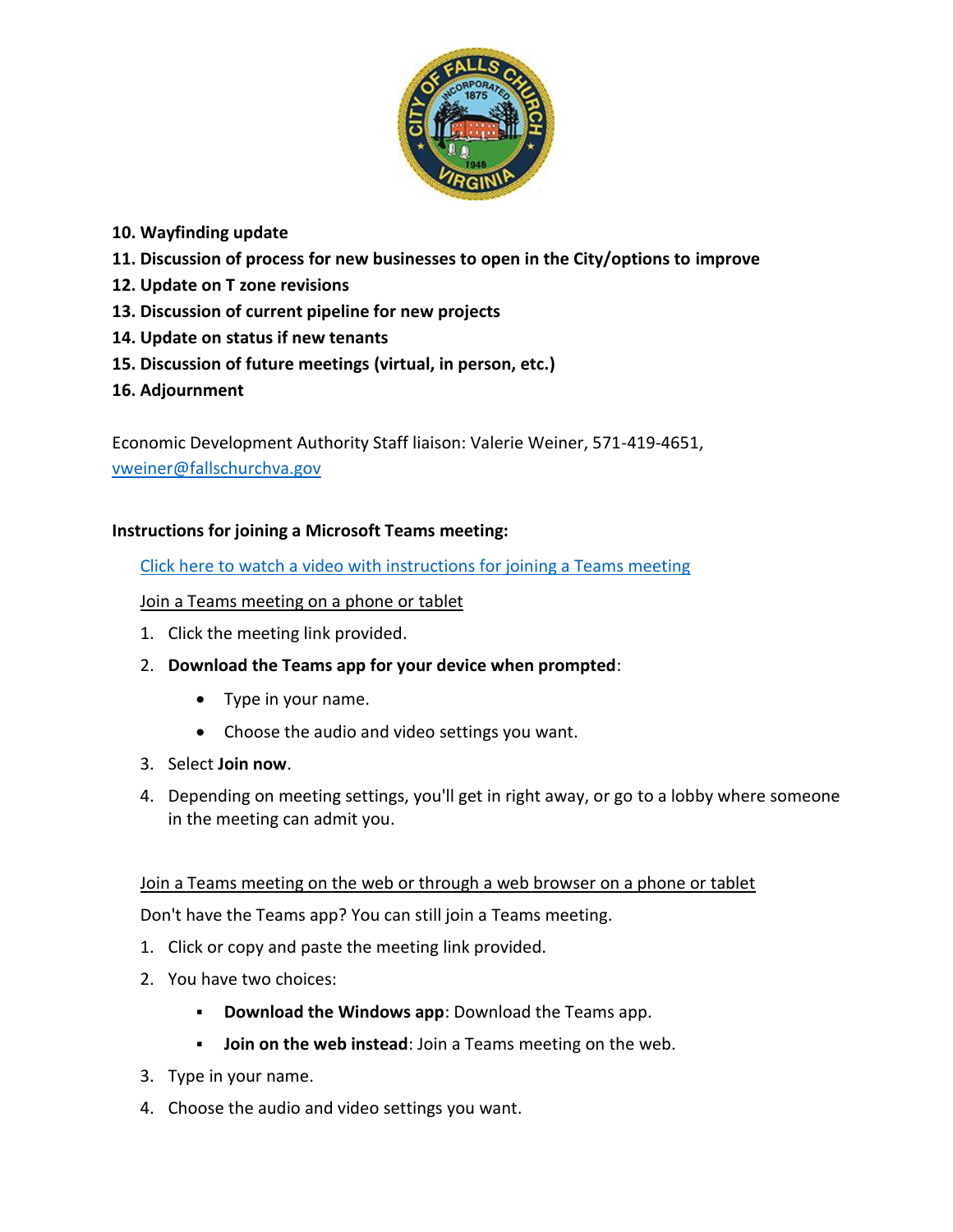**10. Wayfinding update**

**11. Discussion of process for new businesses to open in the City/options to improve**

**12. Update on T zone revisions**

**13. Discussion of current pipeline for new projects**

**14. Update on status if new tenants**

**15. Discussion of future meetings (virtual, in person, etc.)**

**16. Adjournment**

Economic Development Authority Staff liaison: Valerie Weiner, 571-419-4651, vweiner@fallschurchva.gov

**Instructions for joining a Microsoft Teams meeting:**

Click here to watch a video with instructions for joining a Teams meeting

Join a Teams meeting on a phone or tablet

1. Click the meeting link provided.
2. **Download the Teams app for your device when prompted**:
   - Type in your name.
   - Choose the audio and video settings you want.
3. Select **Join now**.
4. Depending on meeting settings, you'll get in right away, or go to a lobby where someone in the meeting can admit you.

Join a Teams meeting on the web or through a web browser on a phone or tablet

Don't have the Teams app? You can still join a Teams meeting.

1. Click or copy and paste the meeting link provided.
2. You have two choices:
   - **Download the Windows app**: Download the Teams app.
   - **Join on the web instead**: Join a Teams meeting on the web.
3. Type in your name.
4. Choose the audio and video settings you want.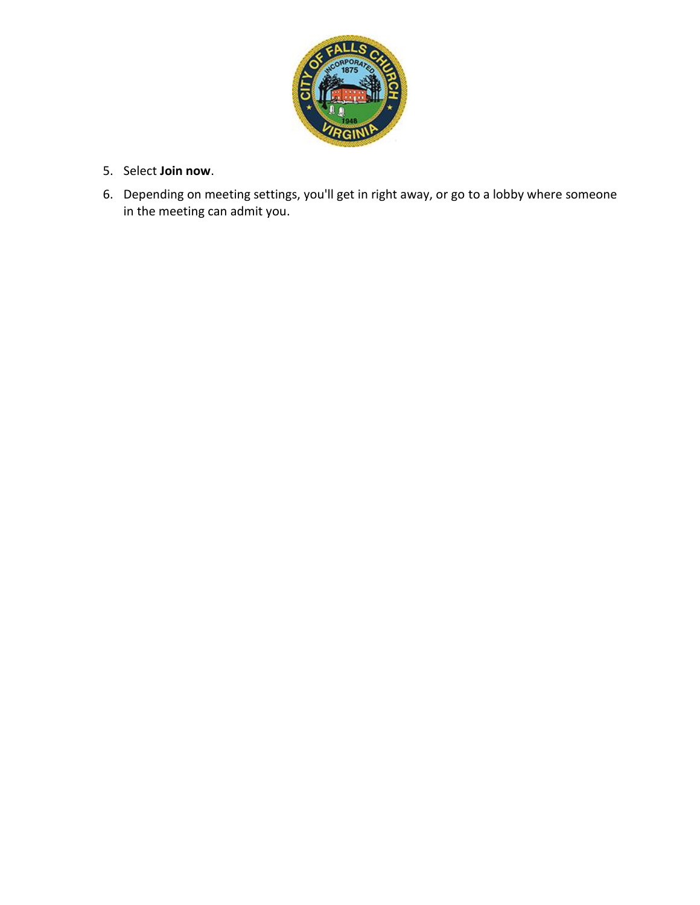5. Select **Join now**.
6. Depending on meeting settings, you'll get in right away, or go to a lobby where someone in the meeting can admit you.